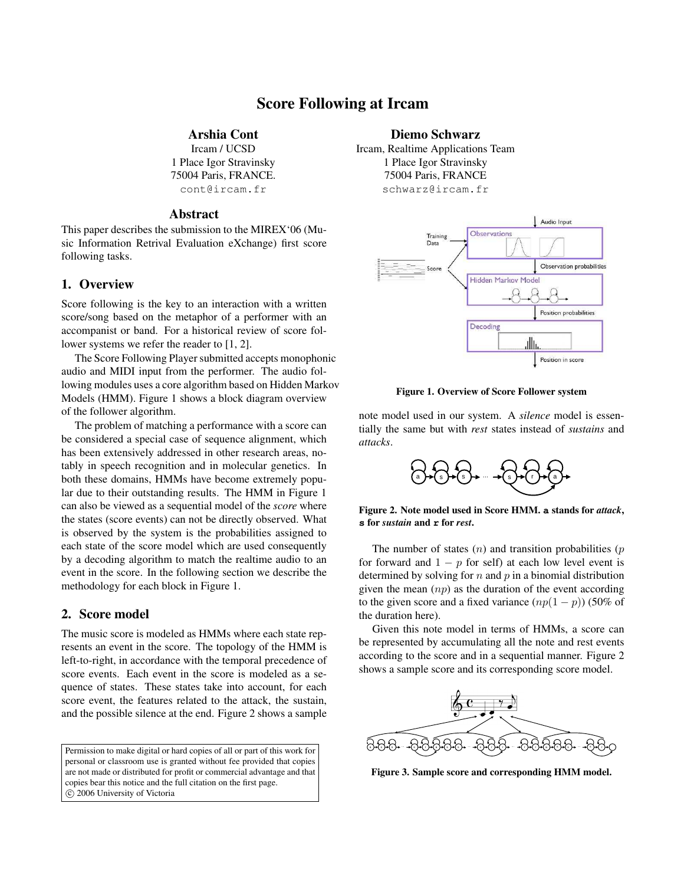# Score Following at Ircam

**Arshia Cont**
Ircam / UCSD
1 Place Igor Stravinsky
75004 Paris, FRANCE.
cont@ircam.fr

**Diemo Schwarz**
Ircam, Realtime Applications Team
1 Place Igor Stravinsky
75004 Paris, FRANCE
schwarz@ircam.fr

## Abstract

This paper describes the submission to the MIREX'06 (Music Information Retrival Evaluation eXchange) first score following tasks.

## 1. Overview

Score following is the key to an interaction with a written score/song based on the metaphor of a performer with an accompanist or band. For a historical review of score follower systems we refer the reader to [1, 2].

The Score Following Player submitted accepts monophonic audio and MIDI input from the performer. The audio following modules uses a core algorithm based on Hidden Markov Models (HMM). Figure 1 shows a block diagram overview of the follower algorithm.

The problem of matching a performance with a score can be considered a special case of sequence alignment, which has been extensively addressed in other research areas, notably in speech recognition and in molecular genetics. In both these domains, HMMs have become extremely popular due to their outstanding results. The HMM in Figure 1 can also be viewed as a sequential model of the *score* where the states (score events) can not be directly observed. What is observed by the system is the probabilities assigned to each state of the score model which are used consequently by a decoding algorithm to match the realtime audio to an event in the score. In the following section we describe the methodology for each block in Figure 1.

**Figure 1. Overview of Score Follower system**

## 2. Score model

The music score is modeled as HMMs where each state represents an event in the score. The topology of the HMM is left-to-right, in accordance with the temporal precedence of score events. Each event in the score is modeled as a sequence of states. These states take into account, for each score event, the features related to the attack, the sustain, and the possible silence at the end. Figure 2 shows a sample note model used in our system. A *silence* model is essentially the same but with *rest* states instead of *sustains* and *attacks*.

**Figure 2. Note model used in Score HMM. a stands for *attack*, s for *sustain* and r for *rest*.**

The number of states ($n$) and transition probabilities ($p$ for forward and $1 - p$ for self) at each low level event is determined by solving for $n$ and $p$ in a binomial distribution given the mean ($np$) as the duration of the event according to the given score and a fixed variance ($np(1 - p)$) (50% of the duration here).

Given this note model in terms of HMMs, a score can be represented by accumulating all the note and rest events according to the score and in a sequential manner. Figure 2 shows a sample score and its corresponding score model.

**Figure 3. Sample score and corresponding HMM model.**

Permission to make digital or hard copies of all or part of this work for personal or classroom use is granted without fee provided that copies are not made or distributed for profit or commercial advantage and that copies bear this notice and the full citation on the first page.
© 2006 University of Victoria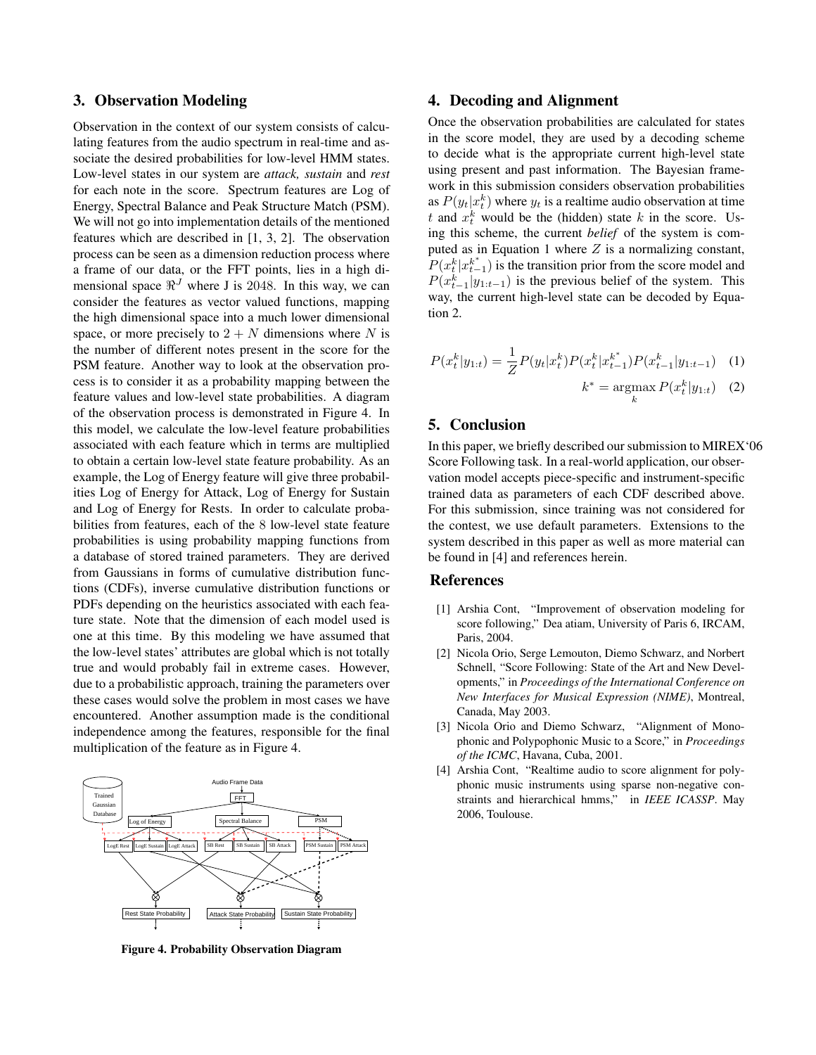## 3. Observation Modeling

Observation in the context of our system consists of calculating features from the audio spectrum in real-time and associate the desired probabilities for low-level HMM states. Low-level states in our system are *attack, sustain* and *rest* for each note in the score. Spectrum features are Log of Energy, Spectral Balance and Peak Structure Match (PSM). We will not go into implementation details of the mentioned features which are described in [1, 3, 2]. The observation process can be seen as a dimension reduction process where a frame of our data, or the FFT points, lies in a high dimensional space $\Re^J$ where J is 2048. In this way, we can consider the features as vector valued functions, mapping the high dimensional space into a much lower dimensional space, or more precisely to $2 + N$ dimensions where $N$ is the number of different notes present in the score for the PSM feature. Another way to look at the observation process is to consider it as a probability mapping between the feature values and low-level state probabilities. A diagram of the observation process is demonstrated in Figure 4. In this model, we calculate the low-level feature probabilities associated with each feature which in terms are multiplied to obtain a certain low-level state feature probability. As an example, the Log of Energy feature will give three probabilities Log of Energy for Attack, Log of Energy for Sustain and Log of Energy for Rests. In order to calculate probabilities from features, each of the 8 low-level state feature probabilities is using probability mapping functions from a database of stored trained parameters. They are derived from Gaussians in forms of cumulative distribution functions (CDFs), inverse cumulative distribution functions or PDFs depending on the heuristics associated with each feature state. Note that the dimension of each model used is one at this time. By this modeling we have assumed that the low-level states' attributes are global which is not totally true and would probably fail in extreme cases. However, due to a probabilistic approach, training the parameters over these cases would solve the problem in most cases we have encountered. Another assumption made is the conditional independence among the features, responsible for the final multiplication of the feature as in Figure 4.

Trained Gaussian Database
Audio Frame Data
FFT
Log of Energy
Spectral Balance
PSM
LogE Rest
LogE Sustain
LogE Attack
SB Rest
SB Sustain
SB Attack
PSM Sustain
PSM Attack
Rest State Probability
Attack State Probability
Sustain State Probability

**Figure 4. Probability Observation Diagram**

## 4. Decoding and Alignment

Once the observation probabilities are calculated for states in the score model, they are used by a decoding scheme to decide what is the appropriate current high-level state using present and past information. The Bayesian framework in this submission considers observation probabilities as $P(y_t|x_t^k)$ where $y_t$ is a realtime audio observation at time $t$ and $x_t^k$ would be the (hidden) state $k$ in the score. Using this scheme, the current *belief* of the system is computed as in Equation 1 where $Z$ is a normalizing constant, $P(x_t^k|x_{t-1}^{k^*})$ is the transition prior from the score model and $P(x_{t-1}^k|y_{1:t-1})$ is the previous belief of the system. This way, the current high-level state can be decoded by Equation 2.

$$P(x_t^k|y_{1:t}) = \frac{1}{Z} P(y_t|x_t^k) P(x_t^k|x_{t-1}^{k^*}) P(x_{t-1}^k|y_{1:t-1}) \quad (1)$$

$$k^* = \underset{k}{\operatorname{argmax}}\, P(x_t^k|y_{1:t}) \quad (2)$$

## 5. Conclusion

In this paper, we briefly described our submission to MIREX'06 Score Following task. In a real-world application, our observation model accepts piece-specific and instrument-specific trained data as parameters of each CDF described above. For this submission, since training was not considered for the contest, we use default parameters. Extensions to the system described in this paper as well as more material can be found in [4] and references herein.

## References

[1] Arshia Cont, "Improvement of observation modeling for score following," Dea atiam, University of Paris 6, IRCAM, Paris, 2004.

[2] Nicola Orio, Serge Lemouton, Diemo Schwarz, and Norbert Schnell, "Score Following: State of the Art and New Developments," in *Proceedings of the International Conference on New Interfaces for Musical Expression (NIME)*, Montreal, Canada, May 2003.

[3] Nicola Orio and Diemo Schwarz, "Alignment of Monophonic and Polypophonic Music to a Score," in *Proceedings of the ICMC*, Havana, Cuba, 2001.

[4] Arshia Cont, "Realtime audio to score alignment for polyphonic music instruments using sparse non-negative constraints and hierarchical hmms," in *IEEE ICASSP*. May 2006, Toulouse.